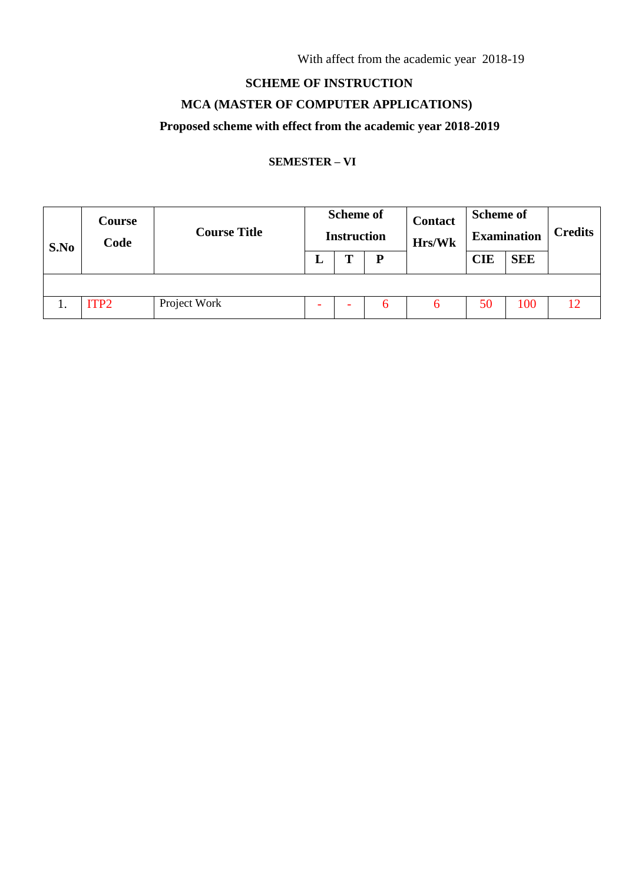With affect from the academic year 2018-19

**SCHEME OF INSTRUCTION**

**MCA (MASTER OF COMPUTER APPLICATIONS)**

**Proposed scheme with effect from the academic year 2018-2019**

**SEMESTER – VI**

| S.No | Course Code | Course Title | Scheme of Instruction | | | Contact Hrs/Wk | Scheme of Examination | | Credits |
|---|---|---|---|---|---|---|---|---|---|
| | | | L | T | P | | CIE | SEE | |
| | | | | | | | | | |
| 1. | ITP2 | Project Work | - | - | 6 | 6 | 50 | 100 | 12 |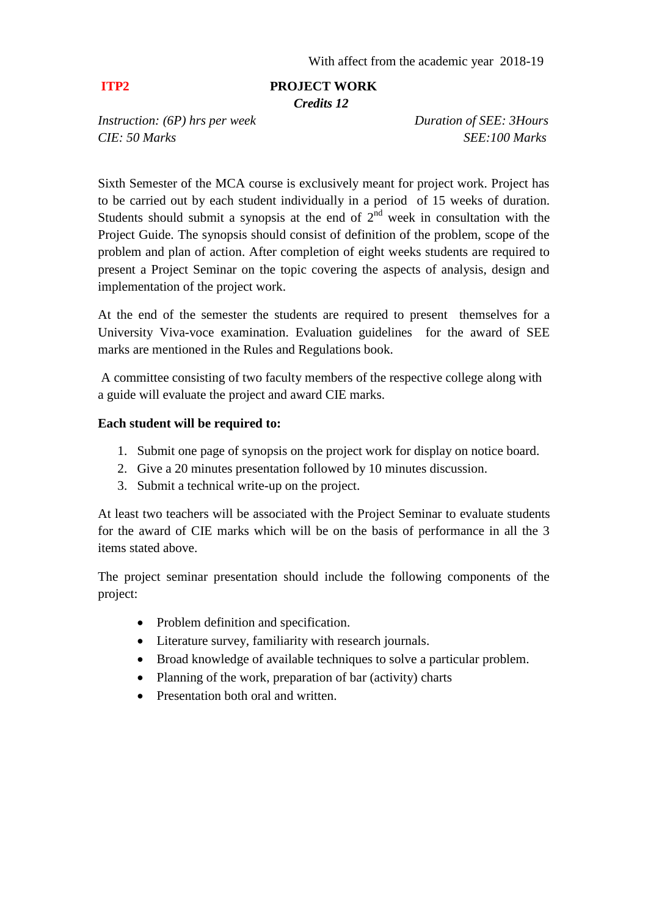With affect from the academic year 2018-19

**ITP2**

## PROJECT WORK

***Credits 12***

*Instruction: (6P) hrs per week* — *Duration of SEE: 3Hours*

*CIE: 50 Marks* — *SEE:100 Marks*

Sixth Semester of the MCA course is exclusively meant for project work. Project has to be carried out by each student individually in a period of 15 weeks of duration. Students should submit a synopsis at the end of 2nd week in consultation with the Project Guide. The synopsis should consist of definition of the problem, scope of the problem and plan of action. After completion of eight weeks students are required to present a Project Seminar on the topic covering the aspects of analysis, design and implementation of the project work.

At the end of the semester the students are required to present themselves for a University Viva-voce examination. Evaluation guidelines for the award of SEE marks are mentioned in the Rules and Regulations book.

A committee consisting of two faculty members of the respective college along with a guide will evaluate the project and award CIE marks.

**Each student will be required to:**

1. Submit one page of synopsis on the project work for display on notice board.
2. Give a 20 minutes presentation followed by 10 minutes discussion.
3. Submit a technical write-up on the project.

At least two teachers will be associated with the Project Seminar to evaluate students for the award of CIE marks which will be on the basis of performance in all the 3 items stated above.

The project seminar presentation should include the following components of the project:

- Problem definition and specification.
- Literature survey, familiarity with research journals.
- Broad knowledge of available techniques to solve a particular problem.
- Planning of the work, preparation of bar (activity) charts
- Presentation both oral and written.